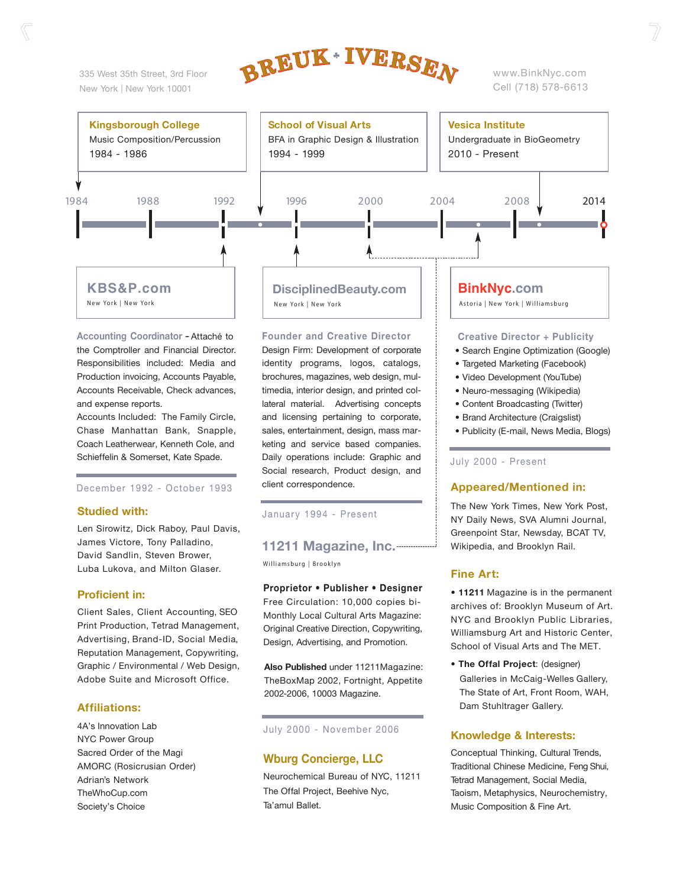# BREUK • IVERSEN

335 West 35th Street, 3rd Floor
New York | New York 10001

www.BinkNyc.com
Cell (718) 578-6613

**Kingsborough College**
Music Composition/Percussion
1984 - 1986

**School of Visual Arts**
BFA in Graphic Design & Illustration
1994 - 1999

**Vesica Institute**
Undergraduate in BioGeometry
2010 - Present

1984 — 1988 — 1992 — 1996 — 2000 — 2004 — 2008 — 2014

## KBS&P.com

New York | New York

**Accounting Coordinator** - Attaché to the Comptroller and Financial Director. Responsibilities included: Media and Production invoicing, Accounts Payable, Accounts Receivable, Check advances, and expense reports.
Accounts Included: The Family Circle, Chase Manhattan Bank, Snapple, Coach Leatherwear, Kenneth Cole, and Schieffelin & Somerset, Kate Spade.

December 1992 - October 1993

### Studied with:

Len Sirowitz, Dick Raboy, Paul Davis, James Victore, Tony Palladino, David Sandlin, Steven Brower, Luba Lukova, and Milton Glaser.

### Proficient in:

Client Sales, Client Accounting, SEO Print Production, Tetrad Management, Advertising, Brand-ID, Social Media, Reputation Management, Copywriting, Graphic / Environmental / Web Design, Adobe Suite and Microsoft Office.

### Affiliations:

4A's Innovation Lab
NYC Power Group
Sacred Order of the Magi
AMORC (Rosicrusian Order)
Adrian's Network
TheWhoCup.com
Society's Choice

## DisciplinedBeauty.com

New York | New York

**Founder and Creative Director**
Design Firm: Development of corporate identity programs, logos, catalogs, brochures, magazines, web design, multimedia, interior design, and printed collateral material. Advertising concepts and licensing pertaining to corporate, sales, entertainment, design, mass marketing and service based companies. Daily operations include: Graphic and Social research, Product design, and client correspondence.

January 1994 - Present

## 11211 Magazine, Inc.

Williamsburg | Brooklyn

**Proprietor • Publisher • Designer**
Free Circulation: 10,000 copies bi-Monthly Local Cultural Arts Magazine: Original Creative Direction, Copywriting, Design, Advertising, and Promotion.

**Also Published** under 11211Magazine: TheBoxMap 2002, Fortnight, Appetite 2002-2006, 10003 Magazine.

July 2000 - November 2006

### Wburg Concierge, LLC

Neurochemical Bureau of NYC, 11211
The Offal Project, Beehive Nyc,
Ta'amul Ballet.

## BinkNyc.com

Astoria | New York | Williamsburg

**Creative Director + Publicity**

- Search Engine Optimization (Google)
- Targeted Marketing (Facebook)
- Video Development (YouTube)
- Neuro-messaging (Wikipedia)
- Content Broadcasting (Twitter)
- Brand Architecture (Craigslist)
- Publicity (E-mail, News Media, Blogs)

July 2000 - Present

### Appeared/Mentioned in:

The New York Times, New York Post, NY Daily News, SVA Alumni Journal, Greenpoint Star, Newsday, BCAT TV, Wikipedia, and Brooklyn Rail.

### Fine Art:

- **11211** Magazine is in the permanent archives of: Brooklyn Museum of Art. NYC and Brooklyn Public Libraries, Williamsburg Art and Historic Center, School of Visual Arts and The MET.
- **The Offal Project**: (designer)
  Galleries in McCaig-Welles Gallery, The State of Art, Front Room, WAH, Dam Stuhltrager Gallery.

### Knowledge & Interests:

Conceptual Thinking, Cultural Trends, Traditional Chinese Medicine, Feng Shui, Tetrad Management, Social Media, Taoism, Metaphysics, Neurochemistry, Music Composition & Fine Art.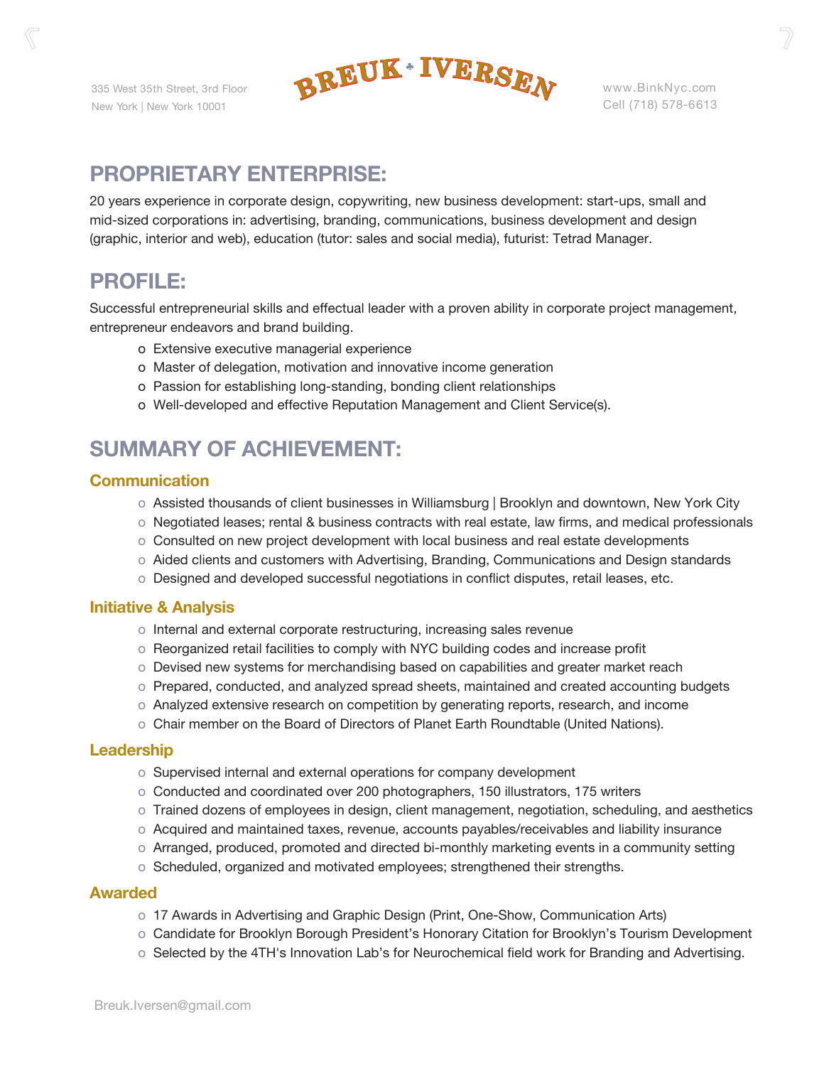335 West 35th Street, 3rd Floor
New York | New York 10001

BREUK • IVERSEN

www.BinkNyc.com
Cell (718) 578-6613

## PROPRIETARY ENTERPRISE:

20 years experience in corporate design, copywriting, new business development: start-ups, small and mid-sized corporations in: advertising, branding, communications, business development and design (graphic, interior and web), education (tutor: sales and social media), futurist: Tetrad Manager.

## PROFILE:

Successful entrepreneurial skills and effectual leader with a proven ability in corporate project management, entrepreneur endeavors and brand building.

- Extensive executive managerial experience
- Master of delegation, motivation and innovative income generation
- Passion for establishing long-standing, bonding client relationships
- Well-developed and effective Reputation Management and Client Service(s).

## SUMMARY OF ACHIEVEMENT:

### Communication

- Assisted thousands of client businesses in Williamsburg | Brooklyn and downtown, New York City
- Negotiated leases; rental & business contracts with real estate, law firms, and medical professionals
- Consulted on new project development with local business and real estate developments
- Aided clients and customers with Advertising, Branding, Communications and Design standards
- Designed and developed successful negotiations in conflict disputes, retail leases, etc.

### Initiative & Analysis

- Internal and external corporate restructuring, increasing sales revenue
- Reorganized retail facilities to comply with NYC building codes and increase profit
- Devised new systems for merchandising based on capabilities and greater market reach
- Prepared, conducted, and analyzed spread sheets, maintained and created accounting budgets
- Analyzed extensive research on competition by generating reports, research, and income
- Chair member on the Board of Directors of Planet Earth Roundtable (United Nations).

### Leadership

- Supervised internal and external operations for company development
- Conducted and coordinated over 200 photographers, 150 illustrators, 175 writers
- Trained dozens of employees in design, client management, negotiation, scheduling, and aesthetics
- Acquired and maintained taxes, revenue, accounts payables/receivables and liability insurance
- Arranged, produced, promoted and directed bi-monthly marketing events in a community setting
- Scheduled, organized and motivated employees; strengthened their strengths.

### Awarded

- 17 Awards in Advertising and Graphic Design (Print, One-Show, Communication Arts)
- Candidate for Brooklyn Borough President's Honorary Citation for Brooklyn's Tourism Development
- Selected by the 4TH's Innovation Lab's for Neurochemical field work for Branding and Advertising.

Breuk.Iversen@gmail.com